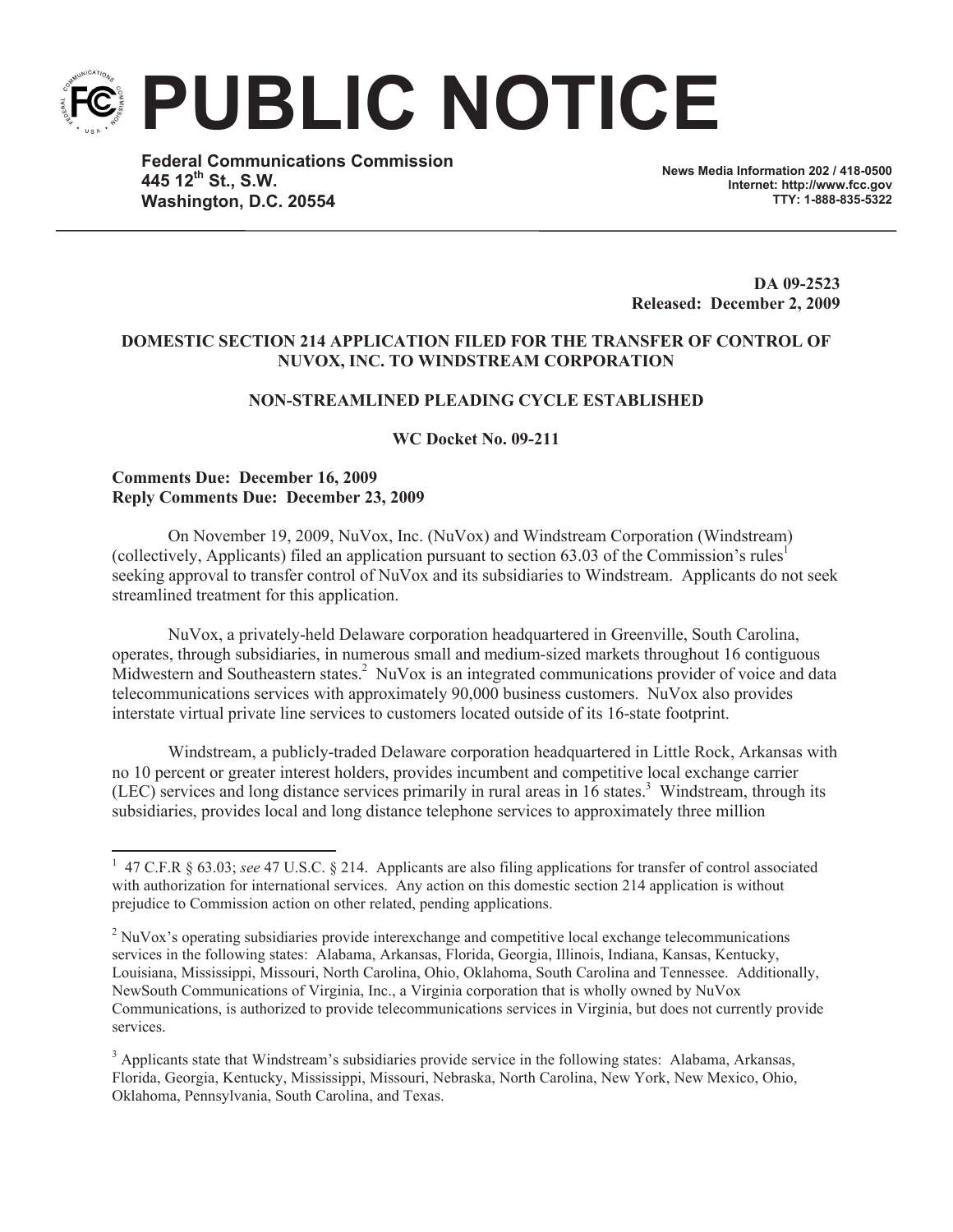# PUBLIC NOTICE

**Federal Communications Commission**
**445 12th St., S.W.**
**Washington, D.C. 20554**

**News Media Information 202 / 418-0500**
**Internet: http://www.fcc.gov**
**TTY: 1-888-835-5322**

**DA 09-2523**
**Released: December 2, 2009**

**DOMESTIC SECTION 214 APPLICATION FILED FOR THE TRANSFER OF CONTROL OF NUVOX, INC. TO WINDSTREAM CORPORATION**

**NON-STREAMLINED PLEADING CYCLE ESTABLISHED**

**WC Docket No. 09-211**

**Comments Due: December 16, 2009**
**Reply Comments Due: December 23, 2009**

On November 19, 2009, NuVox, Inc. (NuVox) and Windstream Corporation (Windstream) (collectively, Applicants) filed an application pursuant to section 63.03 of the Commission's rules[1] seeking approval to transfer control of NuVox and its subsidiaries to Windstream. Applicants do not seek streamlined treatment for this application.

NuVox, a privately-held Delaware corporation headquartered in Greenville, South Carolina, operates, through subsidiaries, in numerous small and medium-sized markets throughout 16 contiguous Midwestern and Southeastern states.[2] NuVox is an integrated communications provider of voice and data telecommunications services with approximately 90,000 business customers. NuVox also provides interstate virtual private line services to customers located outside of its 16-state footprint.

Windstream, a publicly-traded Delaware corporation headquartered in Little Rock, Arkansas with no 10 percent or greater interest holders, provides incumbent and competitive local exchange carrier (LEC) services and long distance services primarily in rural areas in 16 states.[3] Windstream, through its subsidiaries, provides local and long distance telephone services to approximately three million

---

[1] 47 C.F.R § 63.03; *see* 47 U.S.C. § 214. Applicants are also filing applications for transfer of control associated with authorization for international services. Any action on this domestic section 214 application is without prejudice to Commission action on other related, pending applications.

[2] NuVox's operating subsidiaries provide interexchange and competitive local exchange telecommunications services in the following states: Alabama, Arkansas, Florida, Georgia, Illinois, Indiana, Kansas, Kentucky, Louisiana, Mississippi, Missouri, North Carolina, Ohio, Oklahoma, South Carolina and Tennessee. Additionally, NewSouth Communications of Virginia, Inc., a Virginia corporation that is wholly owned by NuVox Communications, is authorized to provide telecommunications services in Virginia, but does not currently provide services.

[3] Applicants state that Windstream's subsidiaries provide service in the following states: Alabama, Arkansas, Florida, Georgia, Kentucky, Mississippi, Missouri, Nebraska, North Carolina, New York, New Mexico, Ohio, Oklahoma, Pennsylvania, South Carolina, and Texas.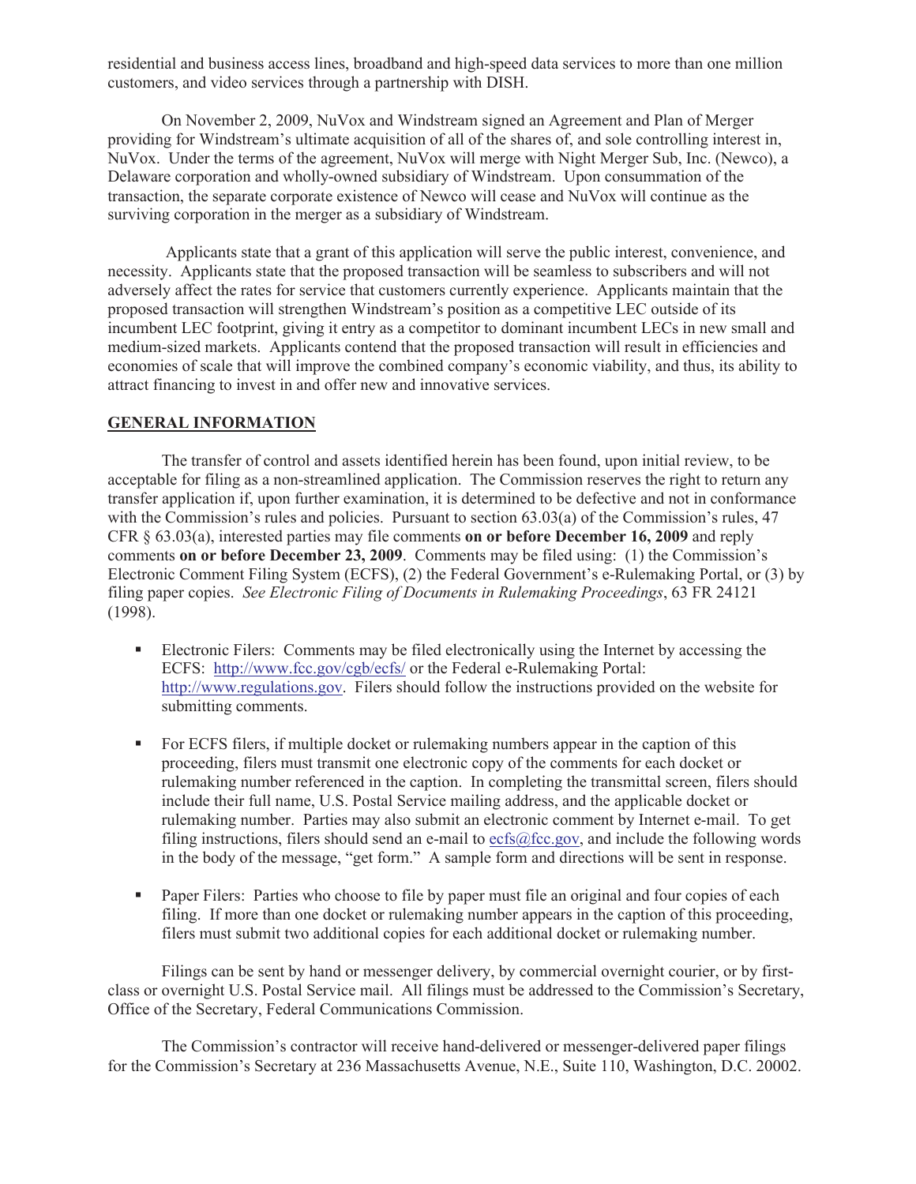residential and business access lines, broadband and high-speed data services to more than one million customers, and video services through a partnership with DISH.

On November 2, 2009, NuVox and Windstream signed an Agreement and Plan of Merger providing for Windstream's ultimate acquisition of all of the shares of, and sole controlling interest in, NuVox. Under the terms of the agreement, NuVox will merge with Night Merger Sub, Inc. (Newco), a Delaware corporation and wholly-owned subsidiary of Windstream. Upon consummation of the transaction, the separate corporate existence of Newco will cease and NuVox will continue as the surviving corporation in the merger as a subsidiary of Windstream.

Applicants state that a grant of this application will serve the public interest, convenience, and necessity. Applicants state that the proposed transaction will be seamless to subscribers and will not adversely affect the rates for service that customers currently experience. Applicants maintain that the proposed transaction will strengthen Windstream's position as a competitive LEC outside of its incumbent LEC footprint, giving it entry as a competitor to dominant incumbent LECs in new small and medium-sized markets. Applicants contend that the proposed transaction will result in efficiencies and economies of scale that will improve the combined company's economic viability, and thus, its ability to attract financing to invest in and offer new and innovative services.

## GENERAL INFORMATION

The transfer of control and assets identified herein has been found, upon initial review, to be acceptable for filing as a non-streamlined application. The Commission reserves the right to return any transfer application if, upon further examination, it is determined to be defective and not in conformance with the Commission's rules and policies. Pursuant to section 63.03(a) of the Commission's rules, 47 CFR § 63.03(a), interested parties may file comments **on or before December 16, 2009** and reply comments **on or before December 23, 2009**. Comments may be filed using: (1) the Commission's Electronic Comment Filing System (ECFS), (2) the Federal Government's e-Rulemaking Portal, or (3) by filing paper copies. *See Electronic Filing of Documents in Rulemaking Proceedings*, 63 FR 24121 (1998).

- Electronic Filers: Comments may be filed electronically using the Internet by accessing the ECFS: http://www.fcc.gov/cgb/ecfs/ or the Federal e-Rulemaking Portal: http://www.regulations.gov. Filers should follow the instructions provided on the website for submitting comments.

- For ECFS filers, if multiple docket or rulemaking numbers appear in the caption of this proceeding, filers must transmit one electronic copy of the comments for each docket or rulemaking number referenced in the caption. In completing the transmittal screen, filers should include their full name, U.S. Postal Service mailing address, and the applicable docket or rulemaking number. Parties may also submit an electronic comment by Internet e-mail. To get filing instructions, filers should send an e-mail to ecfs@fcc.gov, and include the following words in the body of the message, "get form." A sample form and directions will be sent in response.

- Paper Filers: Parties who choose to file by paper must file an original and four copies of each filing. If more than one docket or rulemaking number appears in the caption of this proceeding, filers must submit two additional copies for each additional docket or rulemaking number.

Filings can be sent by hand or messenger delivery, by commercial overnight courier, or by first-class or overnight U.S. Postal Service mail. All filings must be addressed to the Commission's Secretary, Office of the Secretary, Federal Communications Commission.

The Commission's contractor will receive hand-delivered or messenger-delivered paper filings for the Commission's Secretary at 236 Massachusetts Avenue, N.E., Suite 110, Washington, D.C. 20002.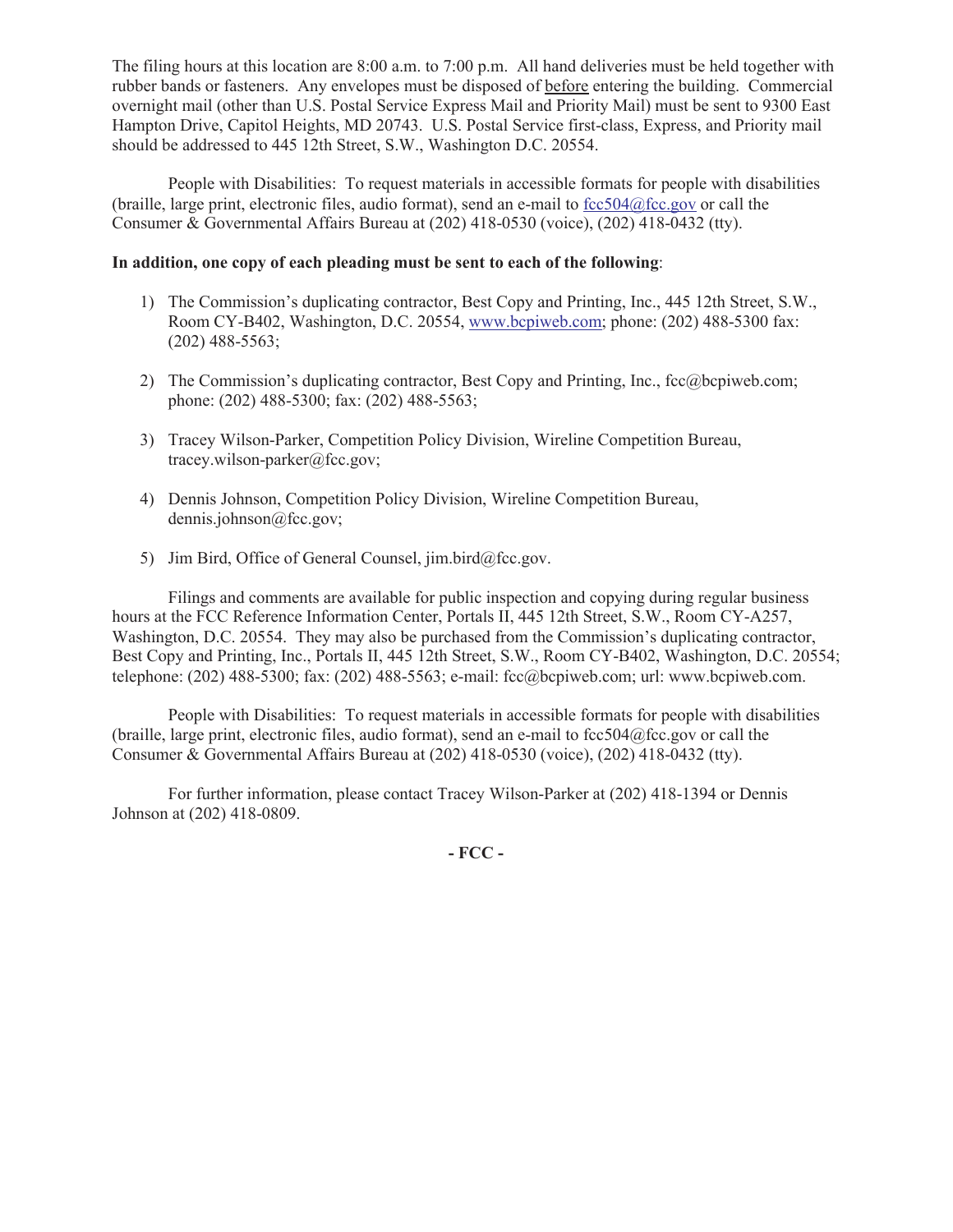The filing hours at this location are 8:00 a.m. to 7:00 p.m. All hand deliveries must be held together with rubber bands or fasteners. Any envelopes must be disposed of before entering the building. Commercial overnight mail (other than U.S. Postal Service Express Mail and Priority Mail) must be sent to 9300 East Hampton Drive, Capitol Heights, MD 20743. U.S. Postal Service first-class, Express, and Priority mail should be addressed to 445 12th Street, S.W., Washington D.C. 20554.

People with Disabilities: To request materials in accessible formats for people with disabilities (braille, large print, electronic files, audio format), send an e-mail to fcc504@fcc.gov or call the Consumer & Governmental Affairs Bureau at (202) 418-0530 (voice), (202) 418-0432 (tty).

**In addition, one copy of each pleading must be sent to each of the following**:

1) The Commission's duplicating contractor, Best Copy and Printing, Inc., 445 12th Street, S.W., Room CY-B402, Washington, D.C. 20554, www.bcpiweb.com; phone: (202) 488-5300 fax: (202) 488-5563;

2) The Commission's duplicating contractor, Best Copy and Printing, Inc., fcc@bcpiweb.com; phone: (202) 488-5300; fax: (202) 488-5563;

3) Tracey Wilson-Parker, Competition Policy Division, Wireline Competition Bureau, tracey.wilson-parker@fcc.gov;

4) Dennis Johnson, Competition Policy Division, Wireline Competition Bureau, dennis.johnson@fcc.gov;

5) Jim Bird, Office of General Counsel, jim.bird@fcc.gov.

Filings and comments are available for public inspection and copying during regular business hours at the FCC Reference Information Center, Portals II, 445 12th Street, S.W., Room CY-A257, Washington, D.C. 20554. They may also be purchased from the Commission's duplicating contractor, Best Copy and Printing, Inc., Portals II, 445 12th Street, S.W., Room CY-B402, Washington, D.C. 20554; telephone: (202) 488-5300; fax: (202) 488-5563; e-mail: fcc@bcpiweb.com; url: www.bcpiweb.com.

People with Disabilities: To request materials in accessible formats for people with disabilities (braille, large print, electronic files, audio format), send an e-mail to fcc504@fcc.gov or call the Consumer & Governmental Affairs Bureau at (202) 418-0530 (voice), (202) 418-0432 (tty).

For further information, please contact Tracey Wilson-Parker at (202) 418-1394 or Dennis Johnson at (202) 418-0809.

**- FCC -**